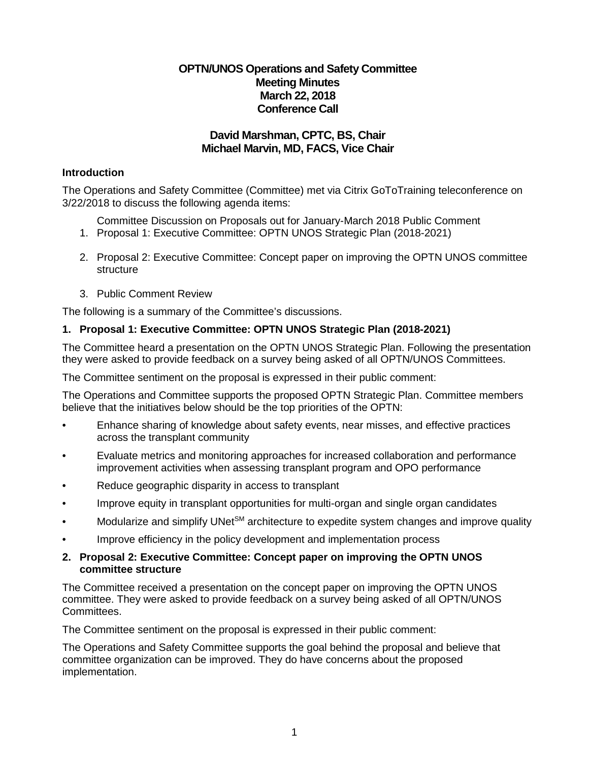**OPTN/UNOS Operations and Safety Committee**
**Meeting Minutes**
**March 22, 2018**
**Conference Call**

**David Marshman, CPTC, BS, Chair**
**Michael Marvin, MD, FACS, Vice Chair**

### Introduction

The Operations and Safety Committee (Committee) met via Citrix GoToTraining teleconference on 3/22/2018 to discuss the following agenda items:

Committee Discussion on Proposals out for January-March 2018 Public Comment

1. Proposal 1: Executive Committee: OPTN UNOS Strategic Plan (2018-2021)
2. Proposal 2: Executive Committee: Concept paper on improving the OPTN UNOS committee structure
3. Public Comment Review

The following is a summary of the Committee's discussions.

### 1. Proposal 1: Executive Committee: OPTN UNOS Strategic Plan (2018-2021)

The Committee heard a presentation on the OPTN UNOS Strategic Plan. Following the presentation they were asked to provide feedback on a survey being asked of all OPTN/UNOS Committees.

The Committee sentiment on the proposal is expressed in their public comment:

The Operations and Committee supports the proposed OPTN Strategic Plan. Committee members believe that the initiatives below should be the top priorities of the OPTN:

- Enhance sharing of knowledge about safety events, near misses, and effective practices across the transplant community
- Evaluate metrics and monitoring approaches for increased collaboration and performance improvement activities when assessing transplant program and OPO performance
- Reduce geographic disparity in access to transplant
- Improve equity in transplant opportunities for multi-organ and single organ candidates
- Modularize and simplify UNet[SM] architecture to expedite system changes and improve quality
- Improve efficiency in the policy development and implementation process

### 2. Proposal 2: Executive Committee: Concept paper on improving the OPTN UNOS committee structure

The Committee received a presentation on the concept paper on improving the OPTN UNOS committee. They were asked to provide feedback on a survey being asked of all OPTN/UNOS Committees.

The Committee sentiment on the proposal is expressed in their public comment:

The Operations and Safety Committee supports the goal behind the proposal and believe that committee organization can be improved. They do have concerns about the proposed implementation.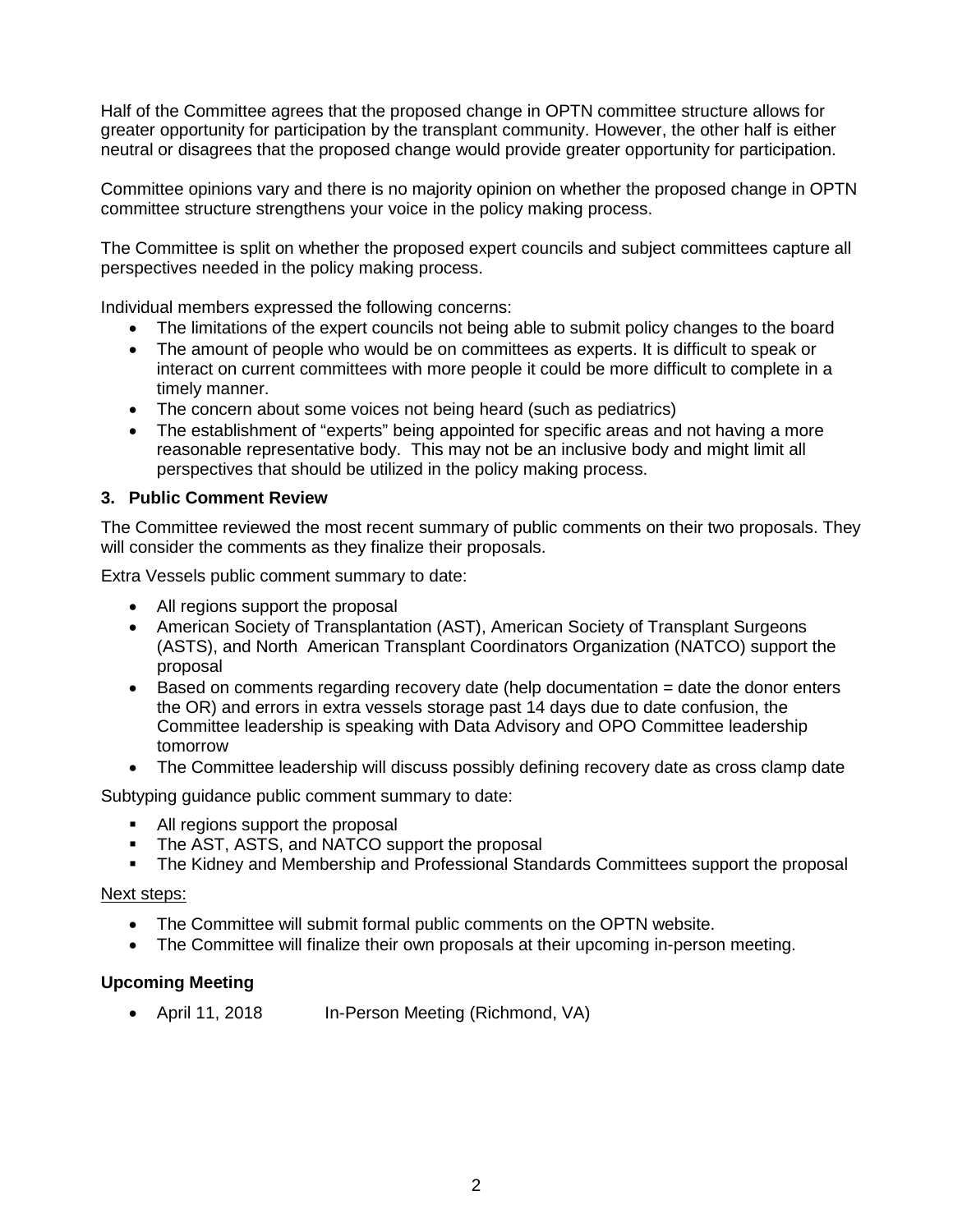Half of the Committee agrees that the proposed change in OPTN committee structure allows for greater opportunity for participation by the transplant community. However, the other half is either neutral or disagrees that the proposed change would provide greater opportunity for participation.

Committee opinions vary and there is no majority opinion on whether the proposed change in OPTN committee structure strengthens your voice in the policy making process.

The Committee is split on whether the proposed expert councils and subject committees capture all perspectives needed in the policy making process.

Individual members expressed the following concerns:

- The limitations of the expert councils not being able to submit policy changes to the board
- The amount of people who would be on committees as experts. It is difficult to speak or interact on current committees with more people it could be more difficult to complete in a timely manner.
- The concern about some voices not being heard (such as pediatrics)
- The establishment of "experts" being appointed for specific areas and not having a more reasonable representative body. This may not be an inclusive body and might limit all perspectives that should be utilized in the policy making process.

### 3. Public Comment Review

The Committee reviewed the most recent summary of public comments on their two proposals. They will consider the comments as they finalize their proposals.

Extra Vessels public comment summary to date:

- All regions support the proposal
- American Society of Transplantation (AST), American Society of Transplant Surgeons (ASTS), and North American Transplant Coordinators Organization (NATCO) support the proposal
- Based on comments regarding recovery date (help documentation = date the donor enters the OR) and errors in extra vessels storage past 14 days due to date confusion, the Committee leadership is speaking with Data Advisory and OPO Committee leadership tomorrow
- The Committee leadership will discuss possibly defining recovery date as cross clamp date

Subtyping guidance public comment summary to date:

- All regions support the proposal
- The AST, ASTS, and NATCO support the proposal
- The Kidney and Membership and Professional Standards Committees support the proposal

Next steps:

- The Committee will submit formal public comments on the OPTN website.
- The Committee will finalize their own proposals at their upcoming in-person meeting.

### Upcoming Meeting

- April 11, 2018 In-Person Meeting (Richmond, VA)